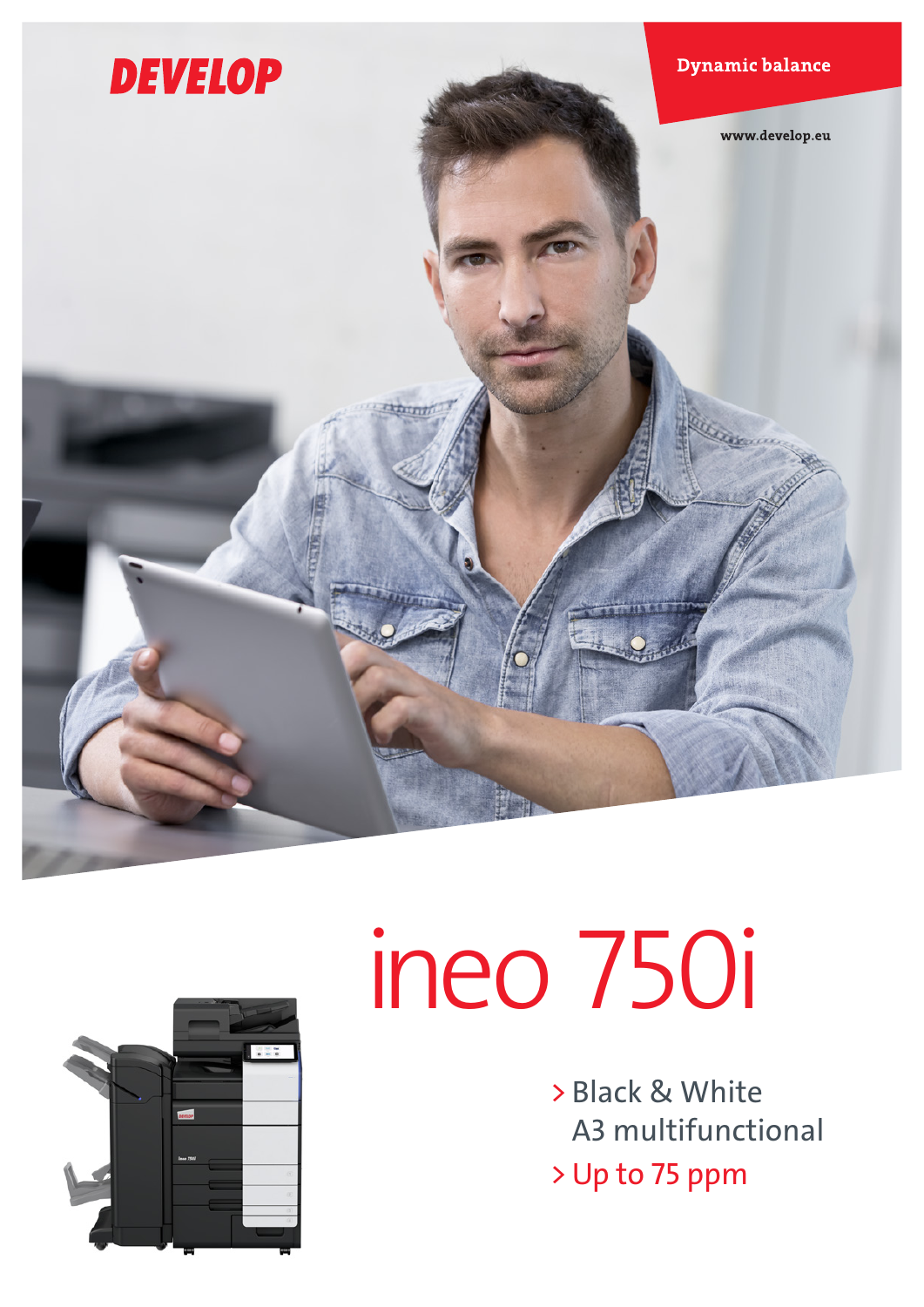DEVELOP

Dynamic balance

www.develop.eu

# ineo 750i

> Black & White A3 multifunctional

> Up to 75 ppm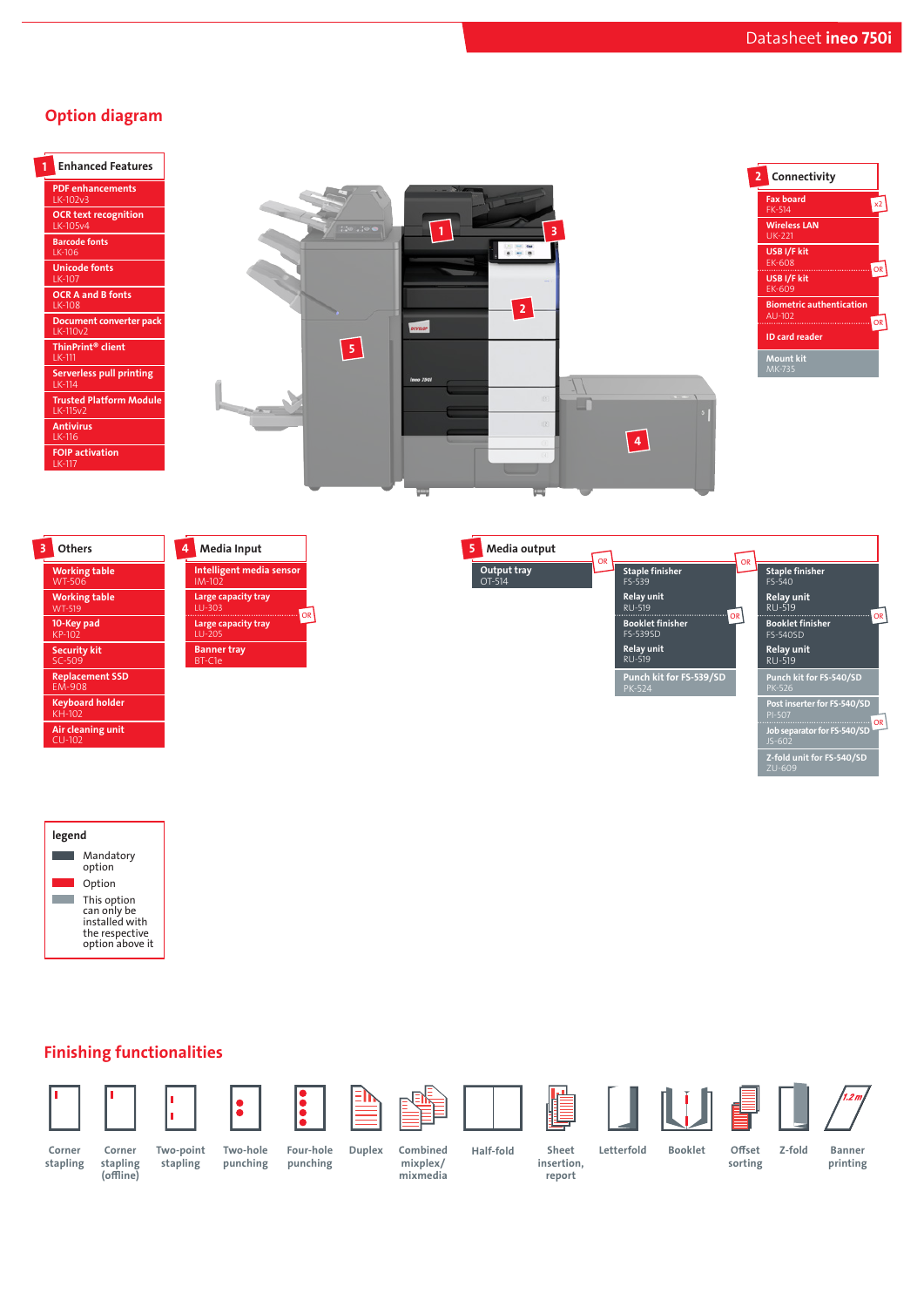# Option diagram

## 1 Enhanced Features

- PDF enhancements LK-102v3
- OCR text recognition LK-105v4
- Barcode fonts LK-106
- Unicode fonts LK-107
- OCR A and B fonts LK-108
- Document converter pack LK-110v2
- ThinPrint® client LK-111
- Serverless pull printing LK-114
- Trusted Platform Module LK-115v2
- Antivirus LK-116
- FOIP activation LK-117

## 2 Connectivity

- Fax board FK-514 (x2)
- Wireless LAN UK-221
- USB I/F kit EK-608
- OR
- USB I/F kit EK-609
- Biometric authentication AU-102
- OR
- ID card reader
- Mount kit MK-735

## 3 Others

- Working table WT-506
- Working table WT-519
- 10-Key pad KP-102
- Security kit SC-509
- Replacement SSD EM-908
- Keyboard holder KH-102
- Air cleaning unit CU-102

## 4 Media Input

- Intelligent media sensor IM-102
- Large capacity tray LU-303
- OR
- Large capacity tray LU-205
- Banner tray BT-C1e

## 5 Media output

- Output tray OT-514

OR

- Staple finisher FS-539
- Relay unit RU-519
- OR
- Booklet finisher FS-539SD
- Relay unit RU-519
- Punch kit for FS-539/SD PK-524

OR

- Staple finisher FS-540
- Relay unit RU-519
- OR
- Booklet finisher FS-540SD
- Relay unit RU-519
- Punch kit for FS-540/SD PK-526
- Post inserter for FS-540/SD PI-507
- OR
- Job separator for FS-540/SD JS-602
- Z-fold unit for FS-540/SD ZU-609

## legend

- Mandatory option
- Option
- This option can only be installed with the respective option above it

# Finishing functionalities

Corner stapling · Corner stapling (offline) · Two-point stapling · Two-hole punching · Four-hole punching · Duplex · Combined mixplex/mixmedia · Half-fold · Sheet insertion, report · Letterfold · Booklet · Offset sorting · Z-fold · Banner printing (1.2 m)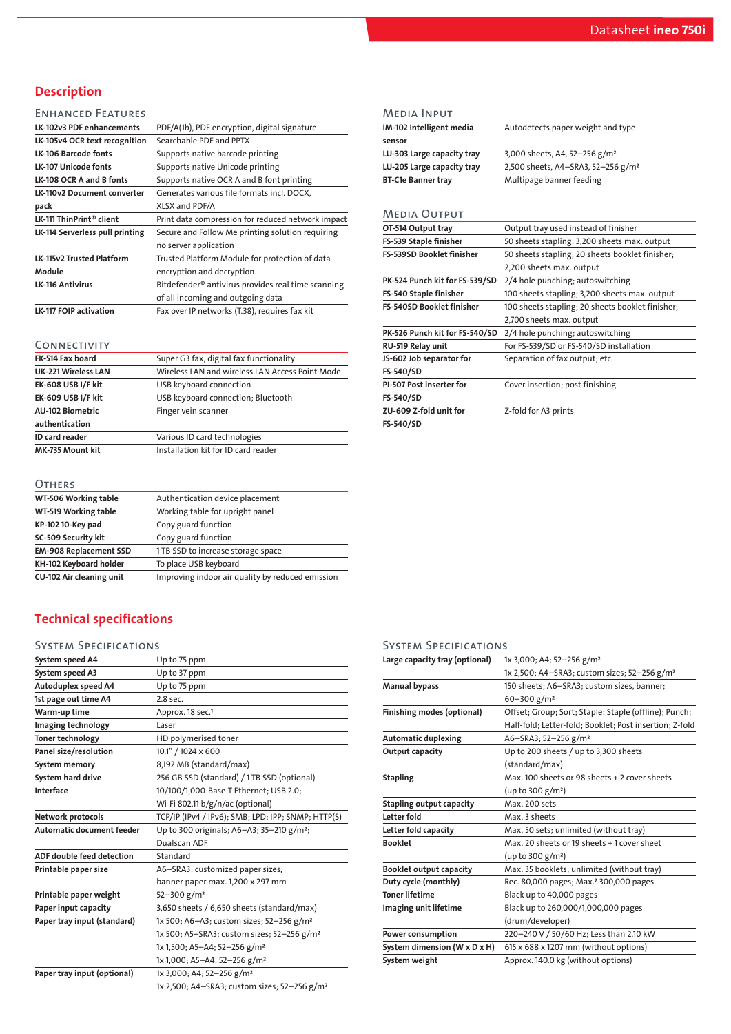## Description

### Enhanced Features

| | |
|---|---|
| LK-102v3 PDF enhancements | PDF/A(1b), PDF encryption, digital signature |
| LK-105v4 OCR text recognition | Searchable PDF and PPTX |
| LK-106 Barcode fonts | Supports native barcode printing |
| LK-107 Unicode fonts | Supports native Unicode printing |
| LK-108 OCR A and B fonts | Supports native OCR A and B font printing |
| LK-110v2 Document converter pack | Generates various file formats incl. DOCX, XLSX and PDF/A |
| LK-111 ThinPrint® client | Print data compression for reduced network impact |
| LK-114 Serverless pull printing | Secure and Follow Me printing solution requiring no server application |
| LK-115v2 Trusted Platform Module | Trusted Platform Module for protection of data encryption and decryption |
| LK-116 Antivirus | Bitdefender® antivirus provides real time scanning of all incoming and outgoing data |
| LK-117 FOIP activation | Fax over IP networks (T.38), requires fax kit |

### Connectivity

| | |
|---|---|
| FK-514 Fax board | Super G3 fax, digital fax functionality |
| UK-221 Wireless LAN | Wireless LAN and wireless LAN Access Point Mode |
| EK-608 USB I/F kit | USB keyboard connection |
| EK-609 USB I/F kit | USB keyboard connection; Bluetooth |
| AU-102 Biometric authentication | Finger vein scanner |
| ID card reader | Various ID card technologies |
| MK-735 Mount kit | Installation kit for ID card reader |

### Others

| | |
|---|---|
| WT-506 Working table | Authentication device placement |
| WT-519 Working table | Working table for upright panel |
| KP-102 10-Key pad | Copy guard function |
| SC-509 Security kit | Copy guard function |
| EM-908 Replacement SSD | 1 TB SSD to increase storage space |
| KH-102 Keyboard holder | To place USB keyboard |
| CU-102 Air cleaning unit | Improving indoor air quality by reduced emission |

### Media Input

| | |
|---|---|
| IM-102 Intelligent media sensor | Autodetects paper weight and type |
| LU-303 Large capacity tray | 3,000 sheets, A4, 52–256 g/m² |
| LU-205 Large capacity tray | 2,500 sheets, A4–SRA3, 52–256 g/m² |
| BT-C1e Banner tray | Multipage banner feeding |

### Media Output

| | |
|---|---|
| OT-514 Output tray | Output tray used instead of finisher |
| FS-539 Staple finisher | 50 sheets stapling; 3,200 sheets max. output |
| FS-539SD Booklet finisher | 50 sheets stapling; 20 sheets booklet finisher; 2,200 sheets max. output |
| PK-524 Punch kit for FS-539/SD | 2/4 hole punching; autoswitching |
| FS-540 Staple finisher | 100 sheets stapling; 3,200 sheets max. output |
| FS-540SD Booklet finisher | 100 sheets stapling; 20 sheets booklet finisher; 2,700 sheets max. output |
| PK-526 Punch kit for FS-540/SD | 2/4 hole punching; autoswitching |
| RU-519 Relay unit | For FS-539/SD or FS-540/SD installation |
| JS-602 Job separator for FS-540/SD | Separation of fax output; etc. |
| PI-507 Post inserter for FS-540/SD | Cover insertion; post finishing |
| ZU-609 Z-fold unit for FS-540/SD | Z-fold for A3 prints |

## Technical specifications

### System Specifications

| | |
|---|---|
| System speed A4 | Up to 75 ppm |
| System speed A3 | Up to 37 ppm |
| Autoduplex speed A4 | Up to 75 ppm |
| 1st page out time A4 | 2.8 sec. |
| Warm-up time | Approx. 18 sec.[1] |
| Imaging technology | Laser |
| Toner technology | HD polymerised toner |
| Panel size/resolution | 10.1" / 1024 x 600 |
| System memory | 8,192 MB (standard/max) |
| System hard drive | 256 GB SSD (standard) / 1 TB SSD (optional) |
| Interface | 10/100/1,000-Base-T Ethernet; USB 2.0; Wi-Fi 802.11 b/g/n/ac (optional) |
| Network protocols | TCP/IP (IPv4 / IPv6); SMB; LPD; IPP; SNMP; HTTP(S) |
| Automatic document feeder | Up to 300 originals; A6–A3; 35–210 g/m²; Dualscan ADF |
| ADF double feed detection | Standard |
| Printable paper size | A6–SRA3; customized paper sizes, banner paper max. 1,200 x 297 mm |
| Printable paper weight | 52–300 g/m² |
| Paper input capacity | 3,650 sheets / 6,650 sheets (standard/max) |
| Paper tray input (standard) | 1x 500; A6–A3; custom sizes; 52–256 g/m²<br>1x 500; A5–SRA3; custom sizes; 52–256 g/m²<br>1x 1,500; A5–A4; 52–256 g/m²<br>1x 1,000; A5–A4; 52–256 g/m² |
| Paper tray input (optional) | 1x 3,000; A4; 52–256 g/m²<br>1x 2,500; A4–SRA3; custom sizes; 52–256 g/m² |

### System Specifications

| | |
|---|---|
| Large capacity tray (optional) | 1x 3,000; A4; 52–256 g/m²<br>1x 2,500; A4–SRA3; custom sizes; 52–256 g/m² |
| Manual bypass | 150 sheets; A6–SRA3; custom sizes, banner; 60–300 g/m² |
| Finishing modes (optional) | Offset; Group; Sort; Staple; Staple (offline); Punch; Half-fold; Letter-fold; Booklet; Post insertion; Z-fold |
| Automatic duplexing | A6–SRA3; 52–256 g/m² |
| Output capacity | Up to 200 sheets / up to 3,300 sheets (standard/max) |
| Stapling | Max. 100 sheets or 98 sheets + 2 cover sheets (up to 300 g/m²) |
| Stapling output capacity | Max. 200 sets |
| Letter fold | Max. 3 sheets |
| Letter fold capacity | Max. 50 sets; unlimited (without tray) |
| Booklet | Max. 20 sheets or 19 sheets + 1 cover sheet (up to 300 g/m²) |
| Booklet output capacity | Max. 35 booklets; unlimited (without tray) |
| Duty cycle (monthly) | Rec. 80,000 pages; Max.² 300,000 pages |
| Toner lifetime | Black up to 40,000 pages |
| Imaging unit lifetime | Black up to 260,000/1,000,000 pages (drum/developer) |
| Power consumption | 220–240 V / 50/60 Hz; Less than 2.10 kW |
| System dimension (W x D x H) | 615 x 688 x 1207 mm (without options) |
| System weight | Approx. 140.0 kg (without options) |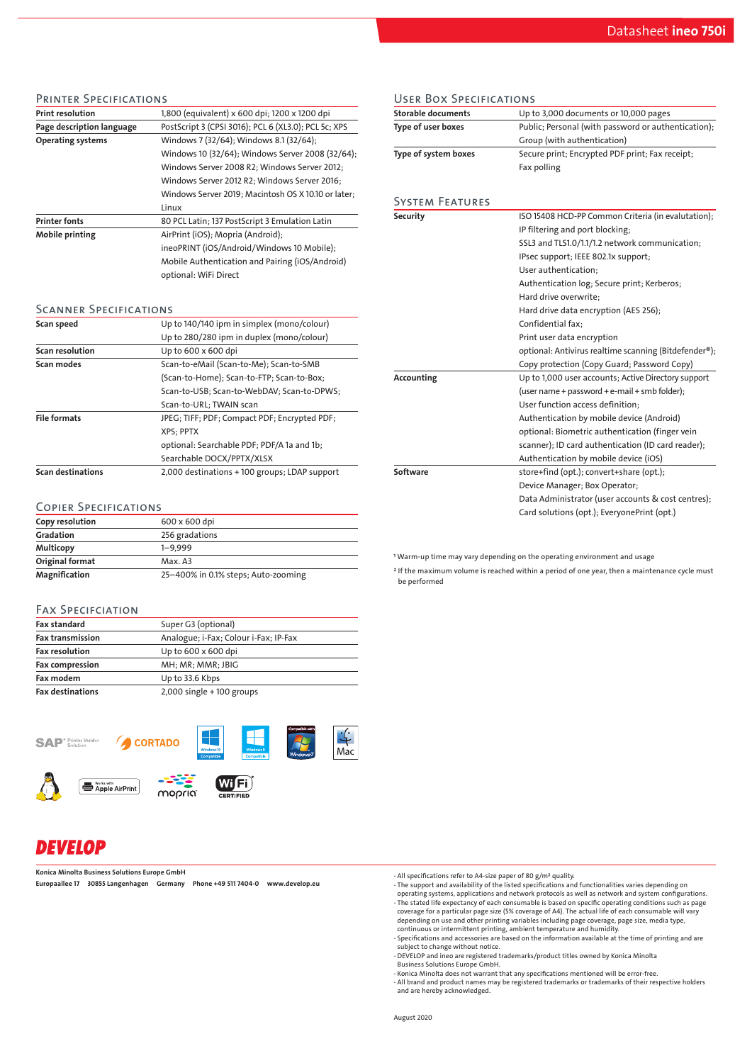## Printer Specifications

| | |
|---|---|
| Print resolution | 1,800 (equivalent) x 600 dpi; 1200 x 1200 dpi |
| Page description language | PostScript 3 (CPSI 3016); PCL 6 (XL3.0); PCL 5c; XPS |
| Operating systems | Windows 7 (32/64); Windows 8.1 (32/64); Windows 10 (32/64); Windows Server 2008 (32/64); Windows Server 2008 R2; Windows Server 2012; Windows Server 2012 R2; Windows Server 2016; Windows Server 2019; Macintosh OS X 10.10 or later; Linux |
| Printer fonts | 80 PCL Latin; 137 PostScript 3 Emulation Latin |
| Mobile printing | AirPrint (iOS); Mopria (Android); ineoPRINT (iOS/Android/Windows 10 Mobile); Mobile Authentication and Pairing (iOS/Android) optional: WiFi Direct |

## Scanner Specifications

| | |
|---|---|
| Scan speed | Up to 140/140 ipm in simplex (mono/colour) Up to 280/280 ipm in duplex (mono/colour) |
| Scan resolution | Up to 600 x 600 dpi |
| Scan modes | Scan-to-eMail (Scan-to-Me); Scan-to-SMB (Scan-to-Home); Scan-to-FTP; Scan-to-Box; Scan-to-USB; Scan-to-WebDAV; Scan-to-DPWS; Scan-to-URL; TWAIN scan |
| File formats | JPEG; TIFF; PDF; Compact PDF; Encrypted PDF; XPS; PPTX optional: Searchable PDF; PDF/A 1a and 1b; Searchable DOCX/PPTX/XLSX |
| Scan destinations | 2,000 destinations + 100 groups; LDAP support |

## Copier Specifications

| | |
|---|---|
| Copy resolution | 600 x 600 dpi |
| Gradation | 256 gradations |
| Multicopy | 1–9,999 |
| Original format | Max. A3 |
| Magnification | 25–400% in 0.1% steps; Auto-zooming |

## Fax Specifciation

| | |
|---|---|
| Fax standard | Super G3 (optional) |
| Fax transmission | Analogue; i-Fax; Colour i-Fax; IP-Fax |
| Fax resolution | Up to 600 x 600 dpi |
| Fax compression | MH; MR; MMR; JBIG |
| Fax modem | Up to 33.6 Kbps |
| Fax destinations | 2,000 single + 100 groups |

## User Box Specifications

| | |
|---|---|
| Storable documents | Up to 3,000 documents or 10,000 pages |
| Type of user boxes | Public; Personal (with password or authentication); Group (with authentication) |
| Type of system boxes | Secure print; Encrypted PDF print; Fax receipt; Fax polling |

## System Features

| | |
|---|---|
| Security | ISO 15408 HCD-PP Common Criteria (in evalutation); IP filtering and port blocking; SSL3 and TLS1.0/1.1/1.2 network communication; IPsec support; IEEE 802.1x support; User authentication; Authentication log; Secure print; Kerberos; Hard drive overwrite; Hard drive data encryption (AES 256); Confidential fax; Print user data encryption optional: Antivirus realtime scanning (Bitdefender®); Copy protection (Copy Guard; Password Copy) |
| Accounting | Up to 1,000 user accounts; Active Directory support (user name + password + e-mail + smb folder); User function access definition; Authentication by mobile device (Android) optional: Biometric authentication (finger vein scanner); ID card authentication (ID card reader); Authentication by mobile device (iOS) |
| Software | store+find (opt.); convert+share (opt.); Device Manager; Box Operator; Data Administrator (user accounts & cost centres); Card solutions (opt.); EveryonePrint (opt.) |

[1] Warm-up time may vary depending on the operating environment and usage

[2] If the maximum volume is reached within a period of one year, then a maintenance cycle must be performed

**DEVELOP**

**Konica Minolta Business Solutions Europe GmbH**
**Europaallee 17 30855 Langenhagen Germany Phone +49 511 7404-0 www.develop.eu**

- All specifications refer to A4-size paper of 80 g/m² quality.
- The support and availability of the listed specifications and functionalities varies depending on operating systems, applications and network protocols as well as network and system configurations.
- The stated life expectancy of each consumable is based on specific operating conditions such as page coverage for a particular page size (5% coverage of A4). The actual life of each consumable will vary depending on use and other printing variables including page coverage, page size, media type, continuous or intermittent printing, ambient temperature and humidity.
- Specifications and accessories are based on the information available at the time of printing and are subject to change without notice.
- DEVELOP and ineo are registered trademarks/product titles owned by Konica Minolta Business Solutions Europe GmbH.
- Konica Minolta does not warrant that any specifications mentioned will be error-free.
- All brand and product names may be registered trademarks or trademarks of their respective holders and are hereby acknowledged.

August 2020